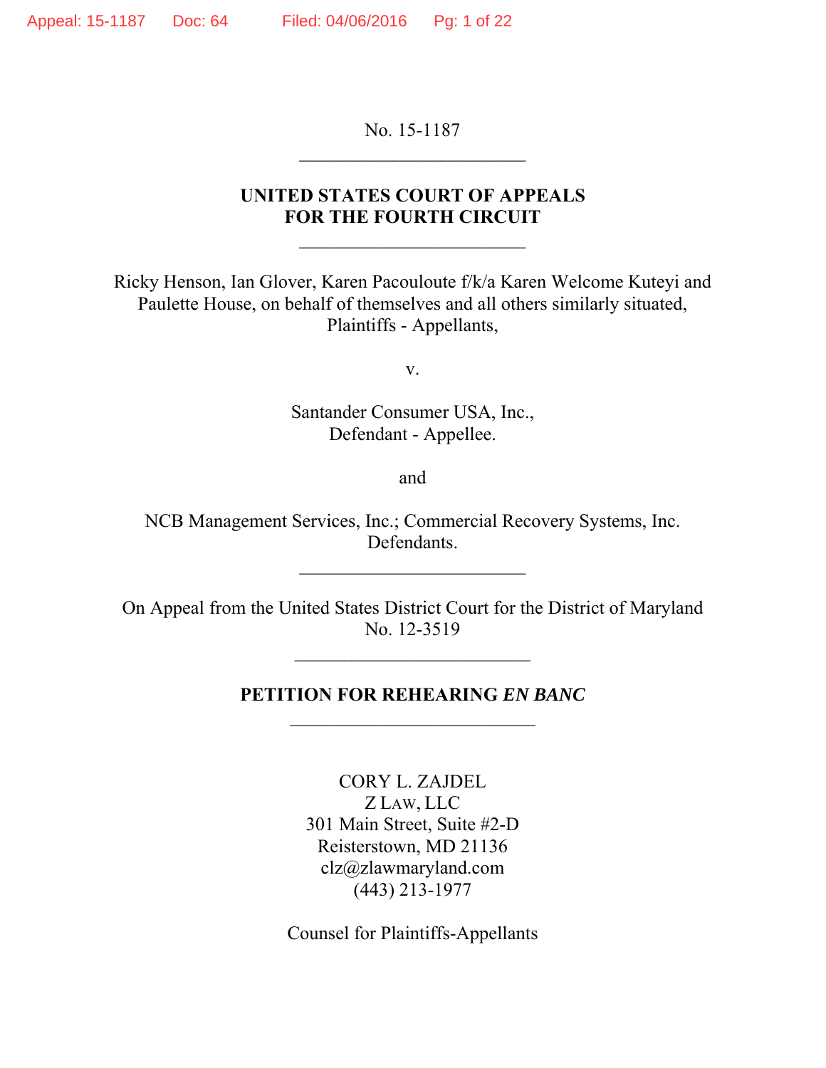No. 15-1187

---

**UNITED STATES COURT OF APPEALS**
**FOR THE FOURTH CIRCUIT**

---

Ricky Henson, Ian Glover, Karen Pacouloute f/k/a Karen Welcome Kuteyi and Paulette House, on behalf of themselves and all others similarly situated,
Plaintiffs - Appellants,

v.

Santander Consumer USA, Inc.,
Defendant - Appellee.

and

NCB Management Services, Inc.; Commercial Recovery Systems, Inc.
Defendants.

---

On Appeal from the United States District Court for the District of Maryland
No. 12-3519

---

**PETITION FOR REHEARING *EN BANC***

---

CORY L. ZAJDEL
Z LAW, LLC
301 Main Street, Suite #2-D
Reisterstown, MD 21136
clz@zlawmaryland.com
(443) 213-1977

Counsel for Plaintiffs-Appellants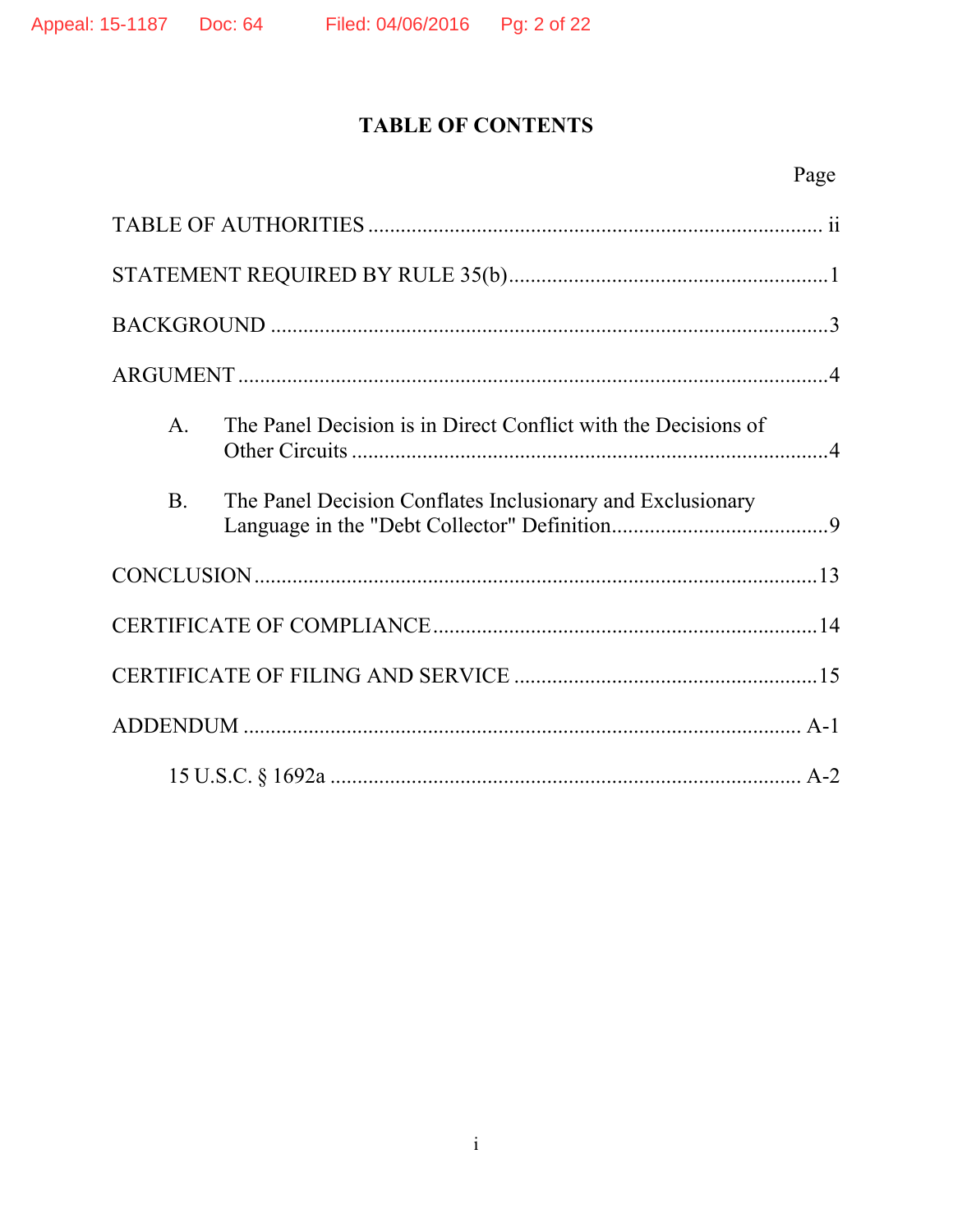# TABLE OF CONTENTS

| | Page |
|---|---|
| TABLE OF AUTHORITIES | ii |
| STATEMENT REQUIRED BY RULE 35(b) | 1 |
| BACKGROUND | 3 |
| ARGUMENT | 4 |
| A. The Panel Decision is in Direct Conflict with the Decisions of Other Circuits | 4 |
| B. The Panel Decision Conflates Inclusionary and Exclusionary Language in the "Debt Collector" Definition | 9 |
| CONCLUSION | 13 |
| CERTIFICATE OF COMPLIANCE | 14 |
| CERTIFICATE OF FILING AND SERVICE | 15 |
| ADDENDUM | A-1 |
| 15 U.S.C. § 1692a | A-2 |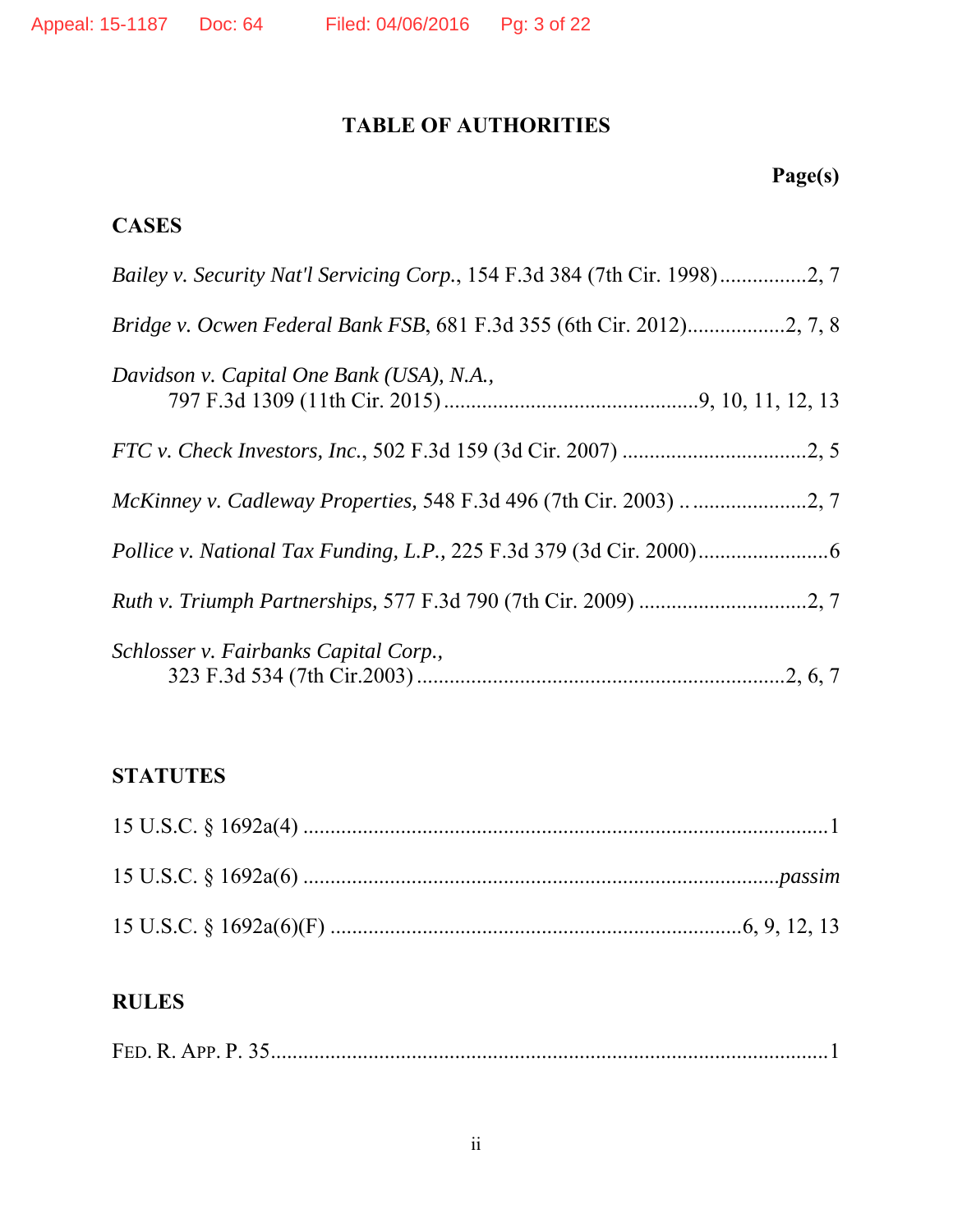# TABLE OF AUTHORITIES

**Page(s)**

## CASES

*Bailey v. Security Nat'l Servicing Corp.*, 154 F.3d 384 (7th Cir. 1998) ................2, 7

*Bridge v. Ocwen Federal Bank FSB*, 681 F.3d 355 (6th Cir. 2012)..................2, 7, 8

*Davidson v. Capital One Bank (USA), N.A.*, 797 F.3d 1309 (11th Cir. 2015) ..............................................9, 10, 11, 12, 13

*FTC v. Check Investors, Inc.*, 502 F.3d 159 (3d Cir. 2007) .................................2, 5

*McKinney v. Cadleway Properties*, 548 F.3d 496 (7th Cir. 2003) .. .....................2, 7

*Pollice v. National Tax Funding, L.P.*, 225 F.3d 379 (3d Cir. 2000)........................6

*Ruth v. Triumph Partnerships*, 577 F.3d 790 (7th Cir. 2009) ...............................2, 7

*Schlosser v. Fairbanks Capital Corp.*, 323 F.3d 534 (7th Cir.2003) ...................................................................2, 6, 7

## STATUTES

15 U.S.C. § 1692a(4) ..................................................................................................1

15 U.S.C. § 1692a(6) .......................................................................................*passim*

15 U.S.C. § 1692a(6)(F) ...........................................................................6, 9, 12, 13

## RULES

FED. R. APP. P. 35.......................................................................................................1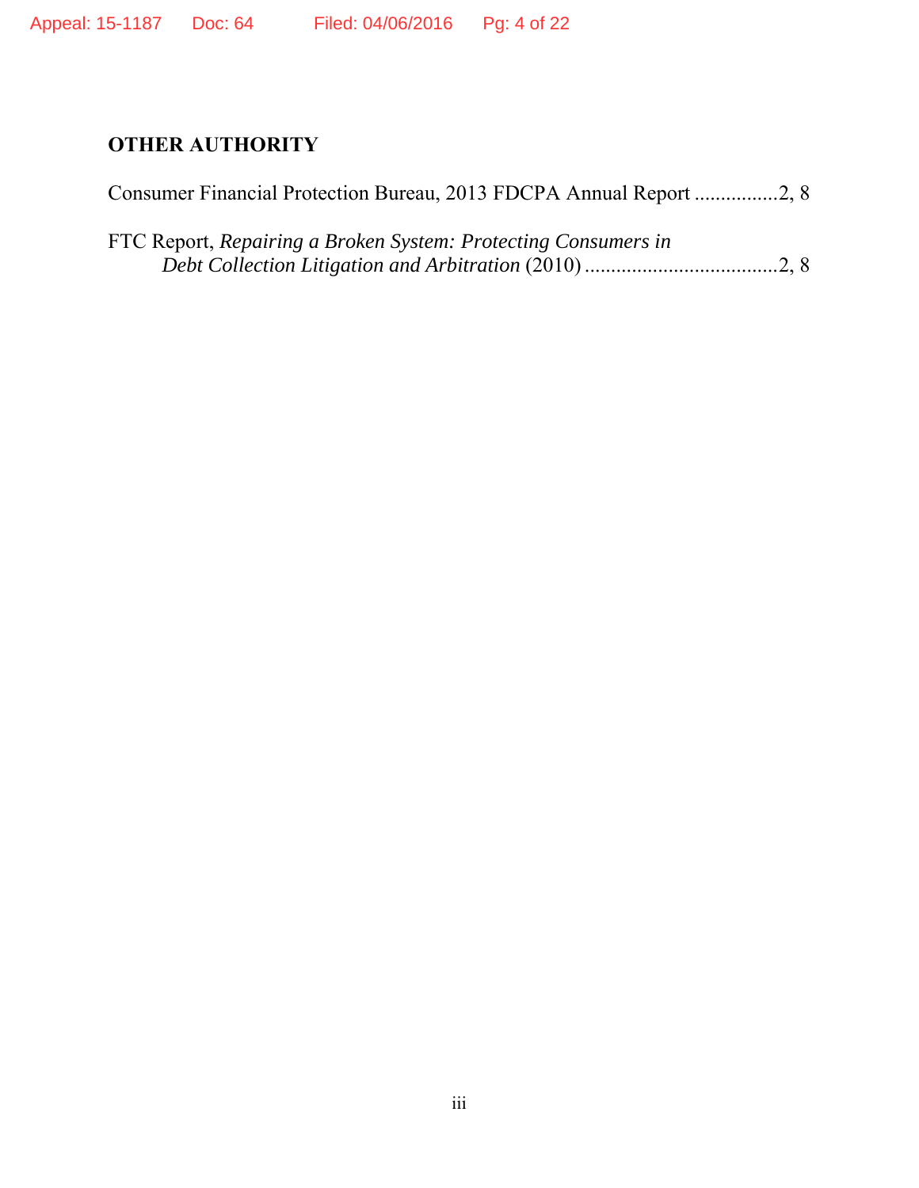## OTHER AUTHORITY

Consumer Financial Protection Bureau, 2013 FDCPA Annual Report ................2, 8

FTC Report, *Repairing a Broken System: Protecting Consumers in Debt Collection Litigation and Arbitration* (2010) ....................................2, 8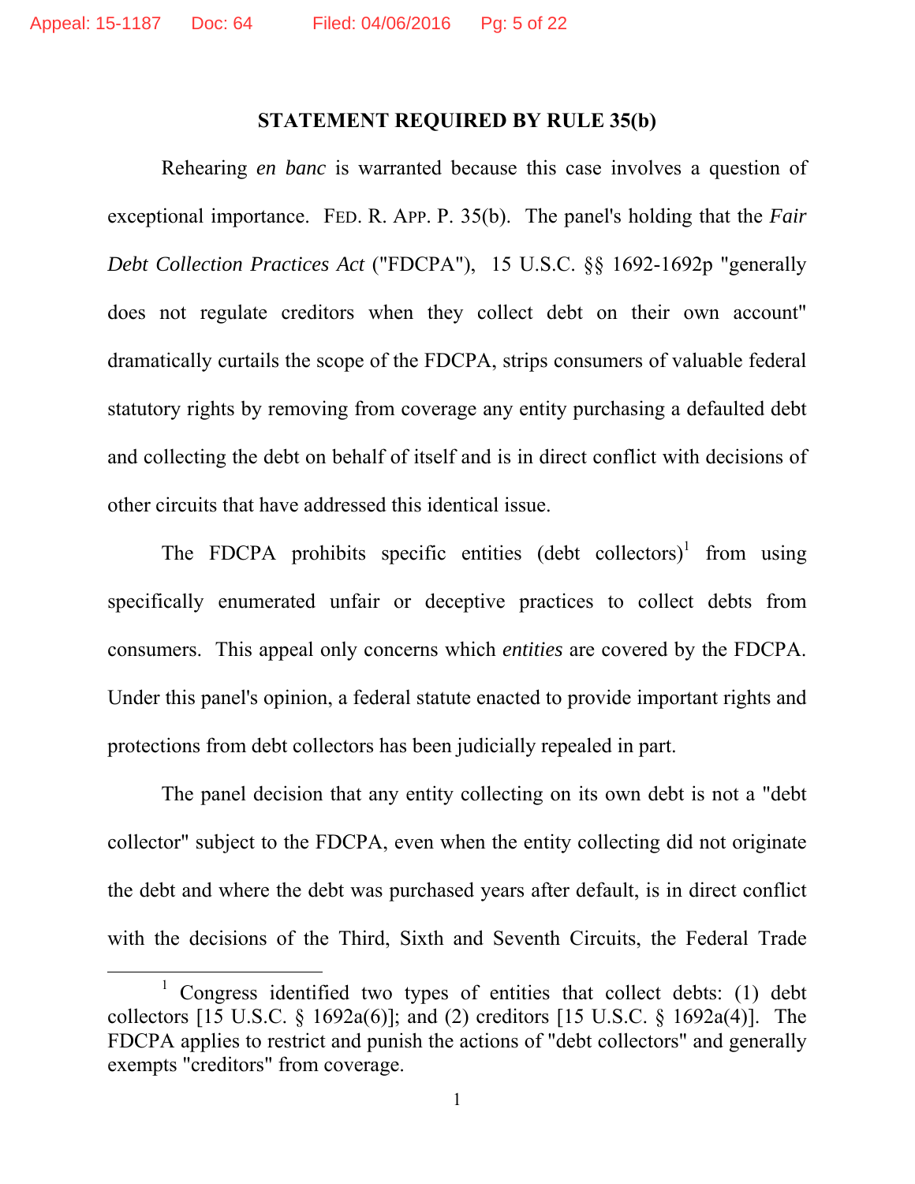## STATEMENT REQUIRED BY RULE 35(b)

Rehearing *en banc* is warranted because this case involves a question of exceptional importance. FED. R. APP. P. 35(b). The panel's holding that the *Fair Debt Collection Practices Act* ("FDCPA"), 15 U.S.C. §§ 1692-1692p "generally does not regulate creditors when they collect debt on their own account" dramatically curtails the scope of the FDCPA, strips consumers of valuable federal statutory rights by removing from coverage any entity purchasing a defaulted debt and collecting the debt on behalf of itself and is in direct conflict with decisions of other circuits that have addressed this identical issue.

The FDCPA prohibits specific entities (debt collectors)[1] from using specifically enumerated unfair or deceptive practices to collect debts from consumers. This appeal only concerns which *entities* are covered by the FDCPA. Under this panel's opinion, a federal statute enacted to provide important rights and protections from debt collectors has been judicially repealed in part.

The panel decision that any entity collecting on its own debt is not a "debt collector" subject to the FDCPA, even when the entity collecting did not originate the debt and where the debt was purchased years after default, is in direct conflict with the decisions of the Third, Sixth and Seventh Circuits, the Federal Trade

[1] Congress identified two types of entities that collect debts: (1) debt collectors [15 U.S.C. § 1692a(6)]; and (2) creditors [15 U.S.C. § 1692a(4)]. The FDCPA applies to restrict and punish the actions of "debt collectors" and generally exempts "creditors" from coverage.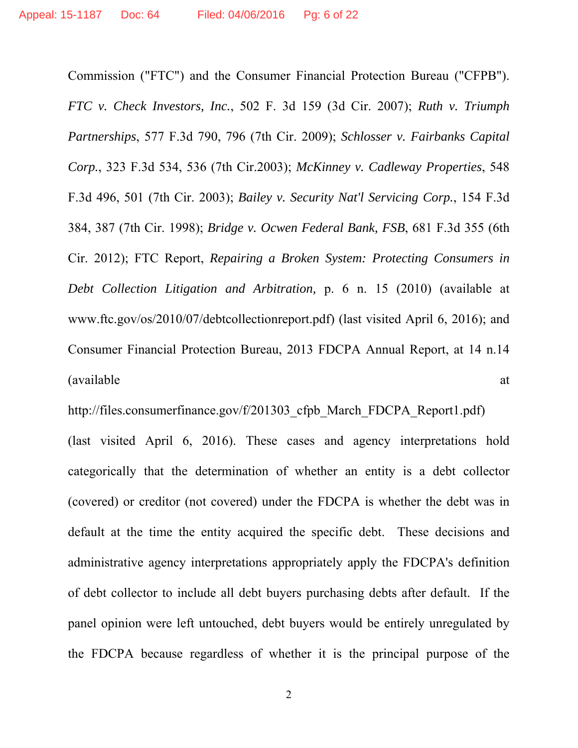Commission ("FTC") and the Consumer Financial Protection Bureau ("CFPB"). *FTC v. Check Investors, Inc.*, 502 F. 3d 159 (3d Cir. 2007); *Ruth v. Triumph Partnerships*, 577 F.3d 790, 796 (7th Cir. 2009); *Schlosser v. Fairbanks Capital Corp.*, 323 F.3d 534, 536 (7th Cir.2003); *McKinney v. Cadleway Properties*, 548 F.3d 496, 501 (7th Cir. 2003); *Bailey v. Security Nat'l Servicing Corp.*, 154 F.3d 384, 387 (7th Cir. 1998); *Bridge v. Ocwen Federal Bank, FSB*, 681 F.3d 355 (6th Cir. 2012); FTC Report, *Repairing a Broken System: Protecting Consumers in Debt Collection Litigation and Arbitration,* p. 6 n. 15 (2010) (available at www.ftc.gov/os/2010/07/debtcollectionreport.pdf) (last visited April 6, 2016); and Consumer Financial Protection Bureau, 2013 FDCPA Annual Report, at 14 n.14 (available at http://files.consumerfinance.gov/f/201303_cfpb_March_FDCPA_Report1.pdf) (last visited April 6, 2016). These cases and agency interpretations hold categorically that the determination of whether an entity is a debt collector (covered) or creditor (not covered) under the FDCPA is whether the debt was in default at the time the entity acquired the specific debt. These decisions and administrative agency interpretations appropriately apply the FDCPA's definition of debt collector to include all debt buyers purchasing debts after default. If the panel opinion were left untouched, debt buyers would be entirely unregulated by the FDCPA because regardless of whether it is the principal purpose of the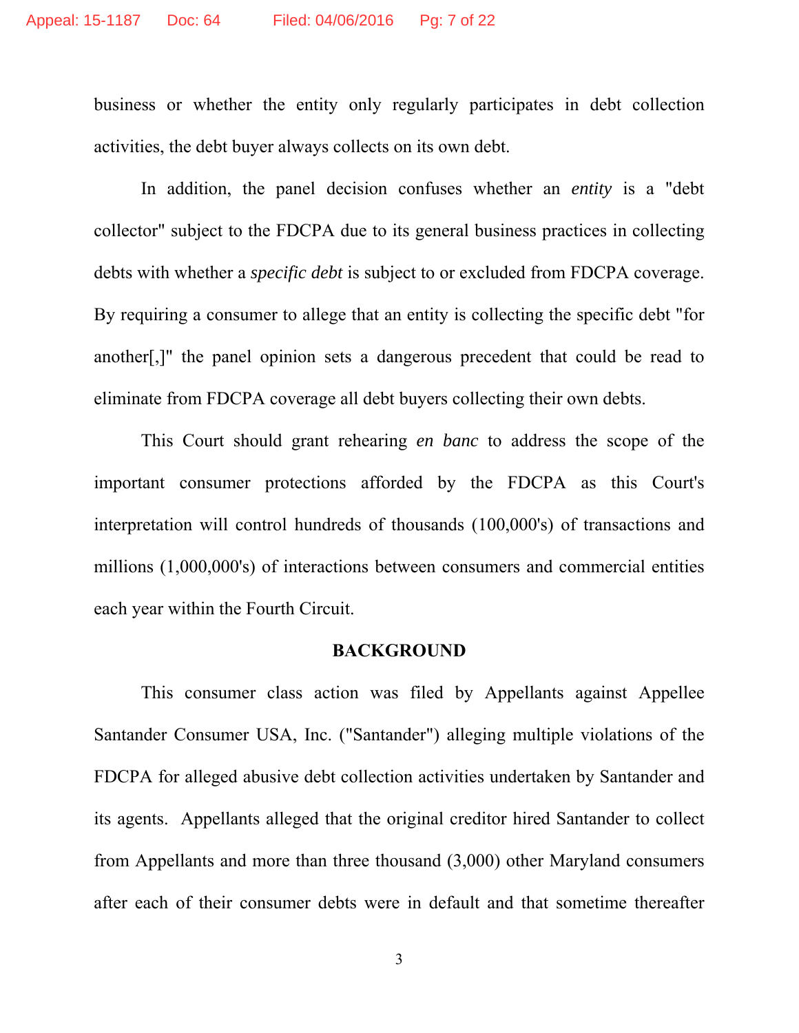business or whether the entity only regularly participates in debt collection activities, the debt buyer always collects on its own debt.

In addition, the panel decision confuses whether an *entity* is a "debt collector" subject to the FDCPA due to its general business practices in collecting debts with whether a *specific debt* is subject to or excluded from FDCPA coverage. By requiring a consumer to allege that an entity is collecting the specific debt "for another[,]" the panel opinion sets a dangerous precedent that could be read to eliminate from FDCPA coverage all debt buyers collecting their own debts.

This Court should grant rehearing *en banc* to address the scope of the important consumer protections afforded by the FDCPA as this Court's interpretation will control hundreds of thousands (100,000's) of transactions and millions (1,000,000's) of interactions between consumers and commercial entities each year within the Fourth Circuit.

## BACKGROUND

This consumer class action was filed by Appellants against Appellee Santander Consumer USA, Inc. ("Santander") alleging multiple violations of the FDCPA for alleged abusive debt collection activities undertaken by Santander and its agents. Appellants alleged that the original creditor hired Santander to collect from Appellants and more than three thousand (3,000) other Maryland consumers after each of their consumer debts were in default and that sometime thereafter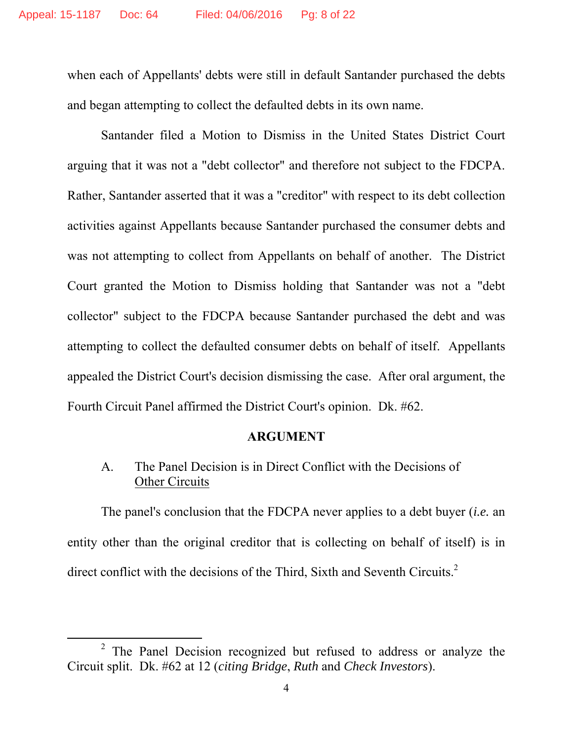when each of Appellants' debts were still in default Santander purchased the debts and began attempting to collect the defaulted debts in its own name.

Santander filed a Motion to Dismiss in the United States District Court arguing that it was not a "debt collector" and therefore not subject to the FDCPA. Rather, Santander asserted that it was a "creditor" with respect to its debt collection activities against Appellants because Santander purchased the consumer debts and was not attempting to collect from Appellants on behalf of another. The District Court granted the Motion to Dismiss holding that Santander was not a "debt collector" subject to the FDCPA because Santander purchased the debt and was attempting to collect the defaulted consumer debts on behalf of itself. Appellants appealed the District Court's decision dismissing the case. After oral argument, the Fourth Circuit Panel affirmed the District Court's opinion. Dk. #62.

## ARGUMENT

### A. The Panel Decision is in Direct Conflict with the Decisions of Other Circuits

The panel's conclusion that the FDCPA never applies to a debt buyer (*i.e.* an entity other than the original creditor that is collecting on behalf of itself) is in direct conflict with the decisions of the Third, Sixth and Seventh Circuits.[2]

---

[2] The Panel Decision recognized but refused to address or analyze the Circuit split. Dk. #62 at 12 (*citing Bridge*, *Ruth* and *Check Investors*).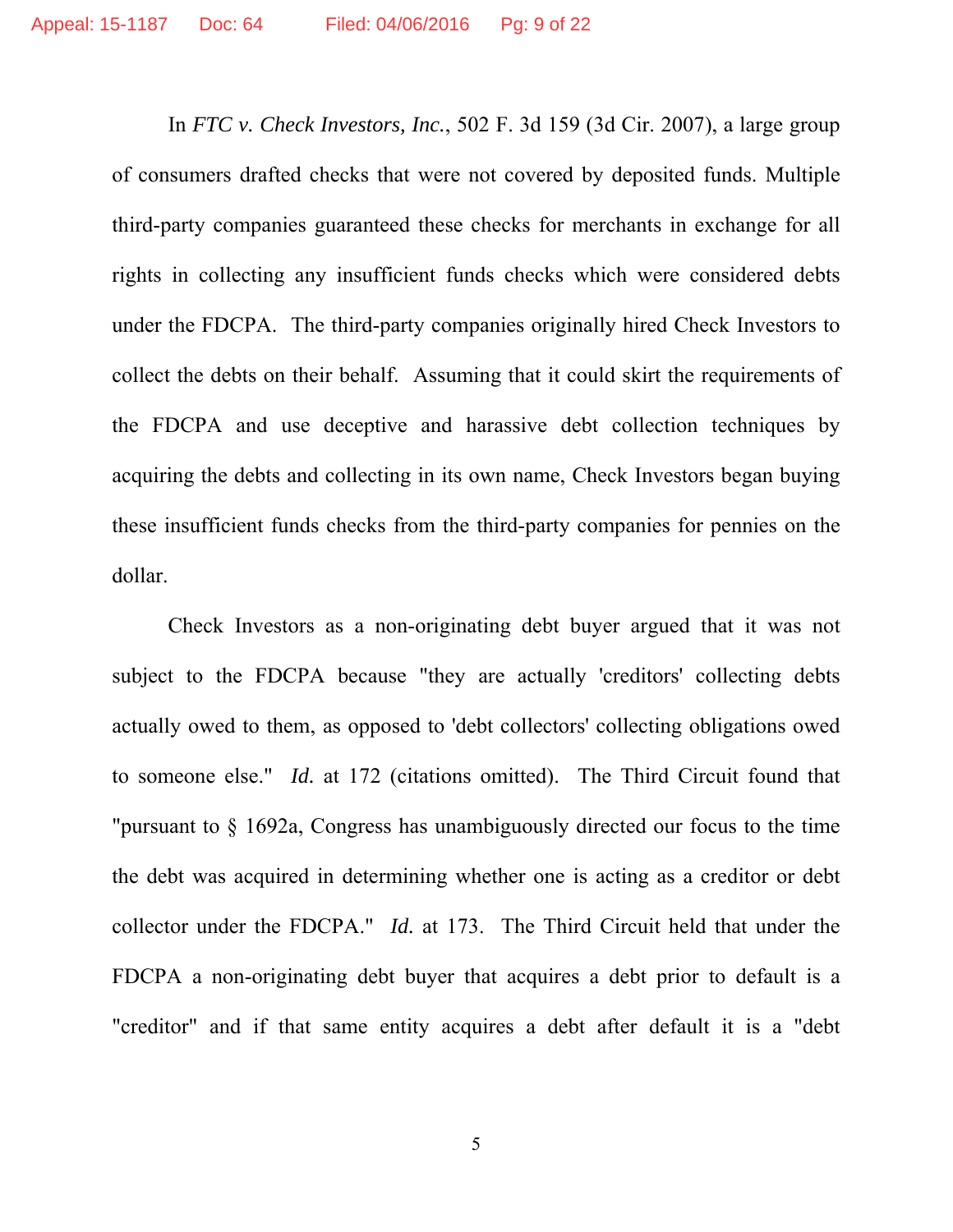In *FTC v. Check Investors, Inc.*, 502 F. 3d 159 (3d Cir. 2007), a large group of consumers drafted checks that were not covered by deposited funds. Multiple third-party companies guaranteed these checks for merchants in exchange for all rights in collecting any insufficient funds checks which were considered debts under the FDCPA. The third-party companies originally hired Check Investors to collect the debts on their behalf. Assuming that it could skirt the requirements of the FDCPA and use deceptive and harassive debt collection techniques by acquiring the debts and collecting in its own name, Check Investors began buying these insufficient funds checks from the third-party companies for pennies on the dollar.

Check Investors as a non-originating debt buyer argued that it was not subject to the FDCPA because "they are actually 'creditors' collecting debts actually owed to them, as opposed to 'debt collectors' collecting obligations owed to someone else." *Id.* at 172 (citations omitted). The Third Circuit found that "pursuant to § 1692a, Congress has unambiguously directed our focus to the time the debt was acquired in determining whether one is acting as a creditor or debt collector under the FDCPA." *Id.* at 173. The Third Circuit held that under the FDCPA a non-originating debt buyer that acquires a debt prior to default is a "creditor" and if that same entity acquires a debt after default it is a "debt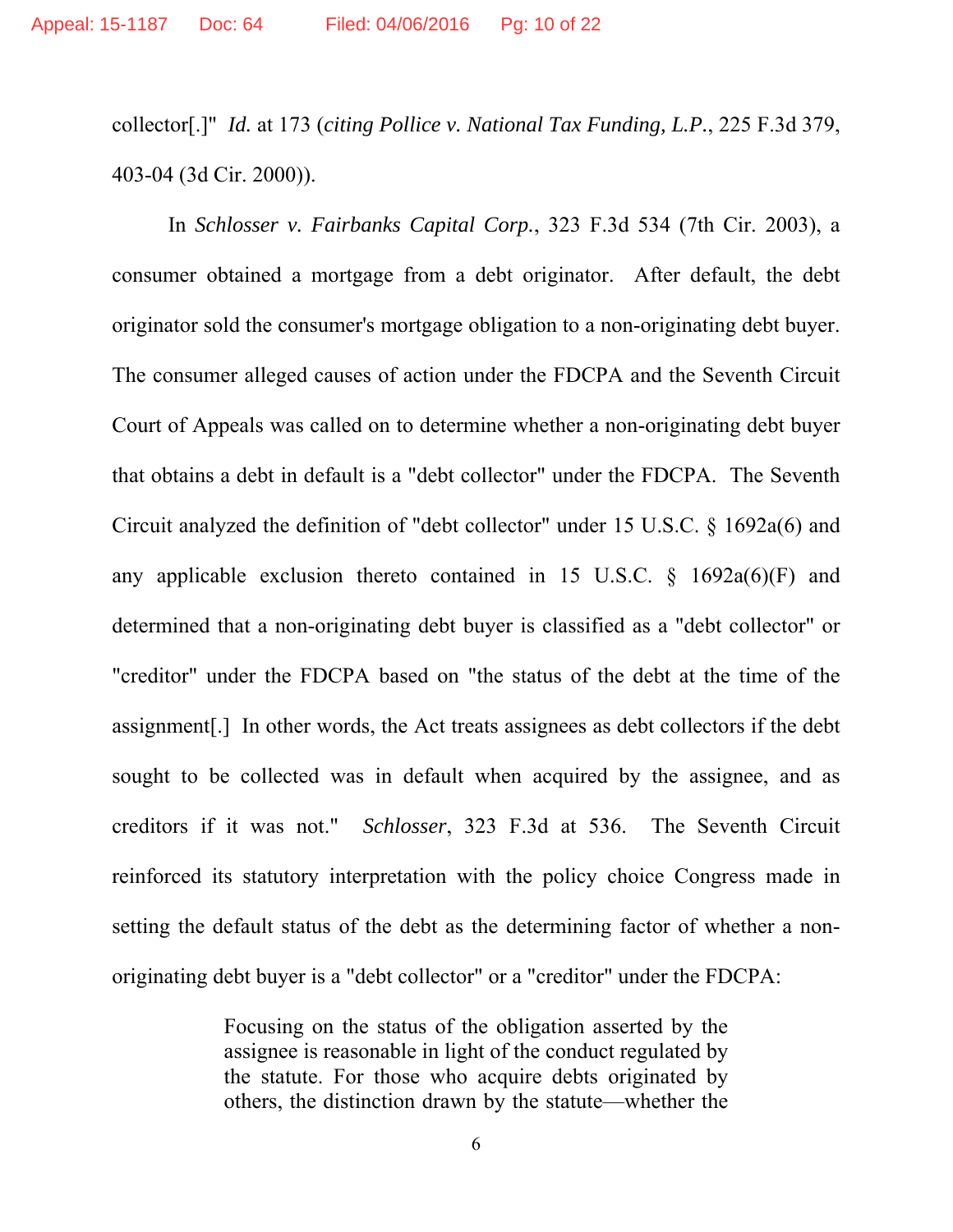collector[.]" *Id.* at 173 (*citing Pollice v. National Tax Funding, L.P.*, 225 F.3d 379, 403-04 (3d Cir. 2000)).

In *Schlosser v. Fairbanks Capital Corp.*, 323 F.3d 534 (7th Cir. 2003), a consumer obtained a mortgage from a debt originator. After default, the debt originator sold the consumer's mortgage obligation to a non-originating debt buyer. The consumer alleged causes of action under the FDCPA and the Seventh Circuit Court of Appeals was called on to determine whether a non-originating debt buyer that obtains a debt in default is a "debt collector" under the FDCPA. The Seventh Circuit analyzed the definition of "debt collector" under 15 U.S.C. § 1692a(6) and any applicable exclusion thereto contained in 15 U.S.C. § 1692a(6)(F) and determined that a non-originating debt buyer is classified as a "debt collector" or "creditor" under the FDCPA based on "the status of the debt at the time of the assignment[.] In other words, the Act treats assignees as debt collectors if the debt sought to be collected was in default when acquired by the assignee, and as creditors if it was not." *Schlosser*, 323 F.3d at 536. The Seventh Circuit reinforced its statutory interpretation with the policy choice Congress made in setting the default status of the debt as the determining factor of whether a non-originating debt buyer is a "debt collector" or a "creditor" under the FDCPA:

> Focusing on the status of the obligation asserted by the assignee is reasonable in light of the conduct regulated by the statute. For those who acquire debts originated by others, the distinction drawn by the statute—whether the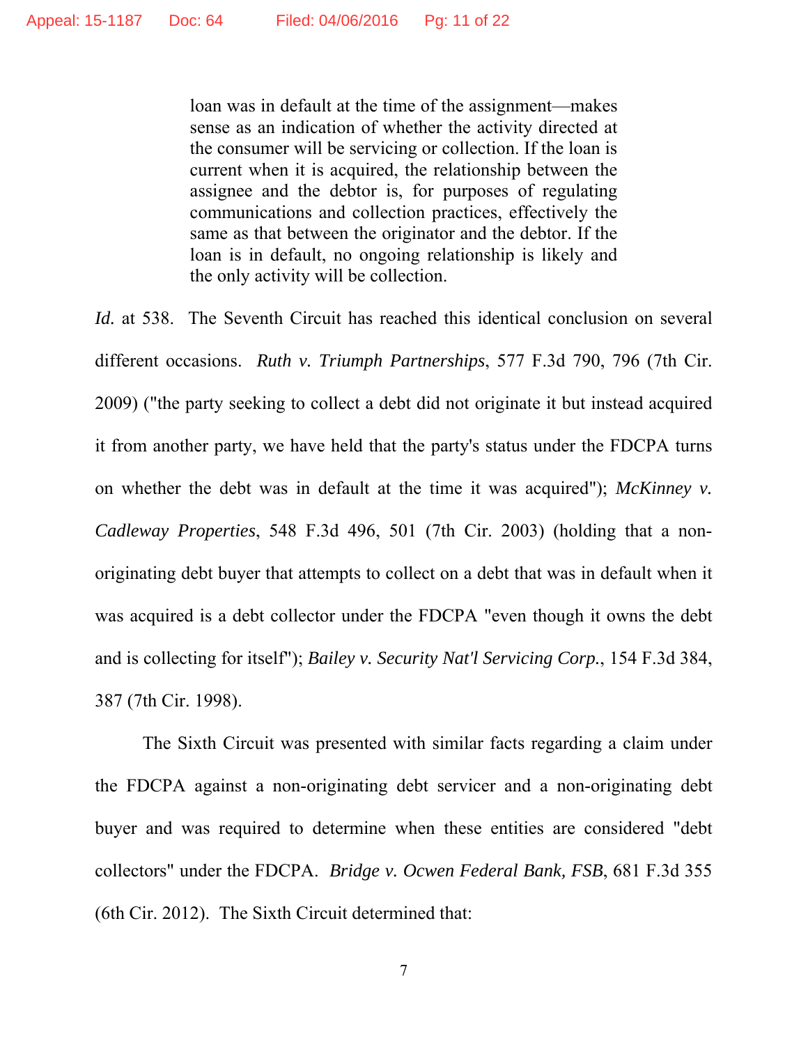> loan was in default at the time of the assignment—makes sense as an indication of whether the activity directed at the consumer will be servicing or collection. If the loan is current when it is acquired, the relationship between the assignee and the debtor is, for purposes of regulating communications and collection practices, effectively the same as that between the originator and the debtor. If the loan is in default, no ongoing relationship is likely and the only activity will be collection.

*Id.* at 538. The Seventh Circuit has reached this identical conclusion on several different occasions. *Ruth v. Triumph Partnerships*, 577 F.3d 790, 796 (7th Cir. 2009) ("the party seeking to collect a debt did not originate it but instead acquired it from another party, we have held that the party's status under the FDCPA turns on whether the debt was in default at the time it was acquired"); *McKinney v. Cadleway Properties*, 548 F.3d 496, 501 (7th Cir. 2003) (holding that a non-originating debt buyer that attempts to collect on a debt that was in default when it was acquired is a debt collector under the FDCPA "even though it owns the debt and is collecting for itself"); *Bailey v. Security Nat'l Servicing Corp.*, 154 F.3d 384, 387 (7th Cir. 1998).

The Sixth Circuit was presented with similar facts regarding a claim under the FDCPA against a non-originating debt servicer and a non-originating debt buyer and was required to determine when these entities are considered "debt collectors" under the FDCPA. *Bridge v. Ocwen Federal Bank, FSB*, 681 F.3d 355 (6th Cir. 2012). The Sixth Circuit determined that: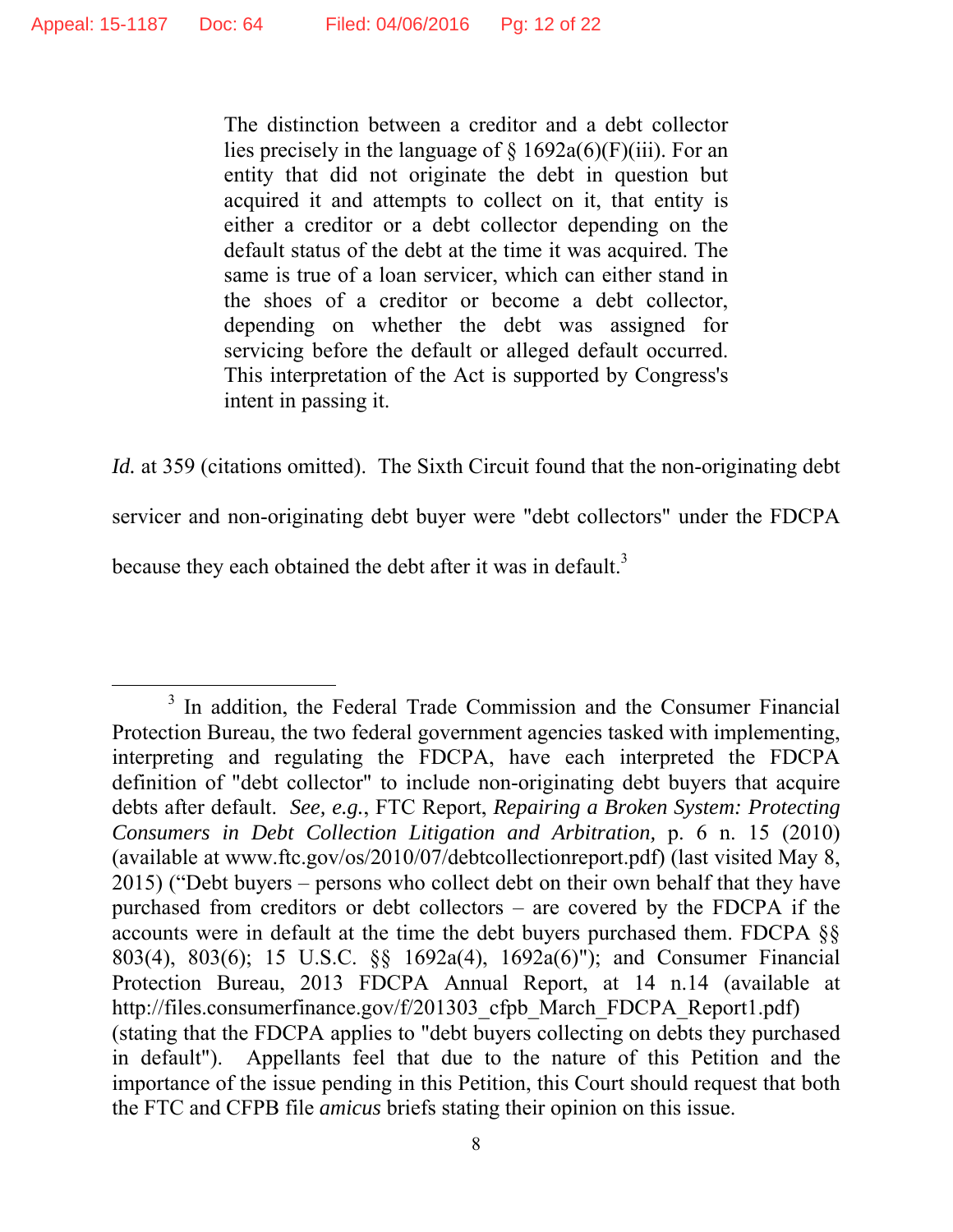> The distinction between a creditor and a debt collector lies precisely in the language of § 1692a(6)(F)(iii). For an entity that did not originate the debt in question but acquired it and attempts to collect on it, that entity is either a creditor or a debt collector depending on the default status of the debt at the time it was acquired. The same is true of a loan servicer, which can either stand in the shoes of a creditor or become a debt collector, depending on whether the debt was assigned for servicing before the default or alleged default occurred. This interpretation of the Act is supported by Congress's intent in passing it.

*Id.* at 359 (citations omitted). The Sixth Circuit found that the non-originating debt servicer and non-originating debt buyer were "debt collectors" under the FDCPA because they each obtained the debt after it was in default.[3]

---

[3] In addition, the Federal Trade Commission and the Consumer Financial Protection Bureau, the two federal government agencies tasked with implementing, interpreting and regulating the FDCPA, have each interpreted the FDCPA definition of "debt collector" to include non-originating debt buyers that acquire debts after default. *See, e.g.*, FTC Report, *Repairing a Broken System: Protecting Consumers in Debt Collection Litigation and Arbitration,* p. 6 n. 15 (2010) (available at www.ftc.gov/os/2010/07/debtcollectionreport.pdf) (last visited May 8, 2015) ("Debt buyers – persons who collect debt on their own behalf that they have purchased from creditors or debt collectors – are covered by the FDCPA if the accounts were in default at the time the debt buyers purchased them. FDCPA §§ 803(4), 803(6); 15 U.S.C. §§ 1692a(4), 1692a(6)"); and Consumer Financial Protection Bureau, 2013 FDCPA Annual Report, at 14 n.14 (available at http://files.consumerfinance.gov/f/201303_cfpb_March_FDCPA_Report1.pdf) (stating that the FDCPA applies to "debt buyers collecting on debts they purchased in default"). Appellants feel that due to the nature of this Petition and the importance of the issue pending in this Petition, this Court should request that both the FTC and CFPB file *amicus* briefs stating their opinion on this issue.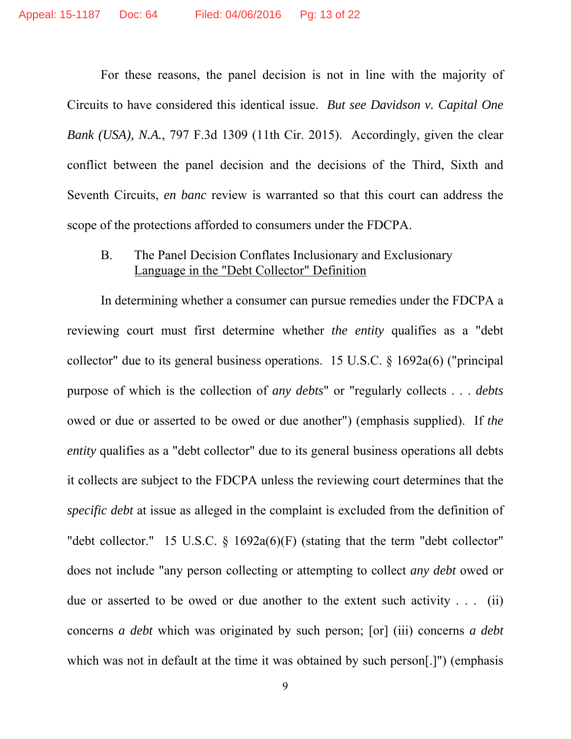For these reasons, the panel decision is not in line with the majority of Circuits to have considered this identical issue. *But see Davidson v. Capital One Bank (USA), N.A.*, 797 F.3d 1309 (11th Cir. 2015). Accordingly, given the clear conflict between the panel decision and the decisions of the Third, Sixth and Seventh Circuits, *en banc* review is warranted so that this court can address the scope of the protections afforded to consumers under the FDCPA.

### B. The Panel Decision Conflates Inclusionary and Exclusionary Language in the "Debt Collector" Definition

In determining whether a consumer can pursue remedies under the FDCPA a reviewing court must first determine whether *the entity* qualifies as a "debt collector" due to its general business operations. 15 U.S.C. § 1692a(6) ("principal purpose of which is the collection of *any debts*" or "regularly collects . . . *debts* owed or due or asserted to be owed or due another") (emphasis supplied). If *the entity* qualifies as a "debt collector" due to its general business operations all debts it collects are subject to the FDCPA unless the reviewing court determines that the *specific debt* at issue as alleged in the complaint is excluded from the definition of "debt collector." 15 U.S.C. § 1692a(6)(F) (stating that the term "debt collector" does not include "any person collecting or attempting to collect *any debt* owed or due or asserted to be owed or due another to the extent such activity . . . (ii) concerns *a debt* which was originated by such person; [or] (iii) concerns *a debt* which was not in default at the time it was obtained by such person[.]") (emphasis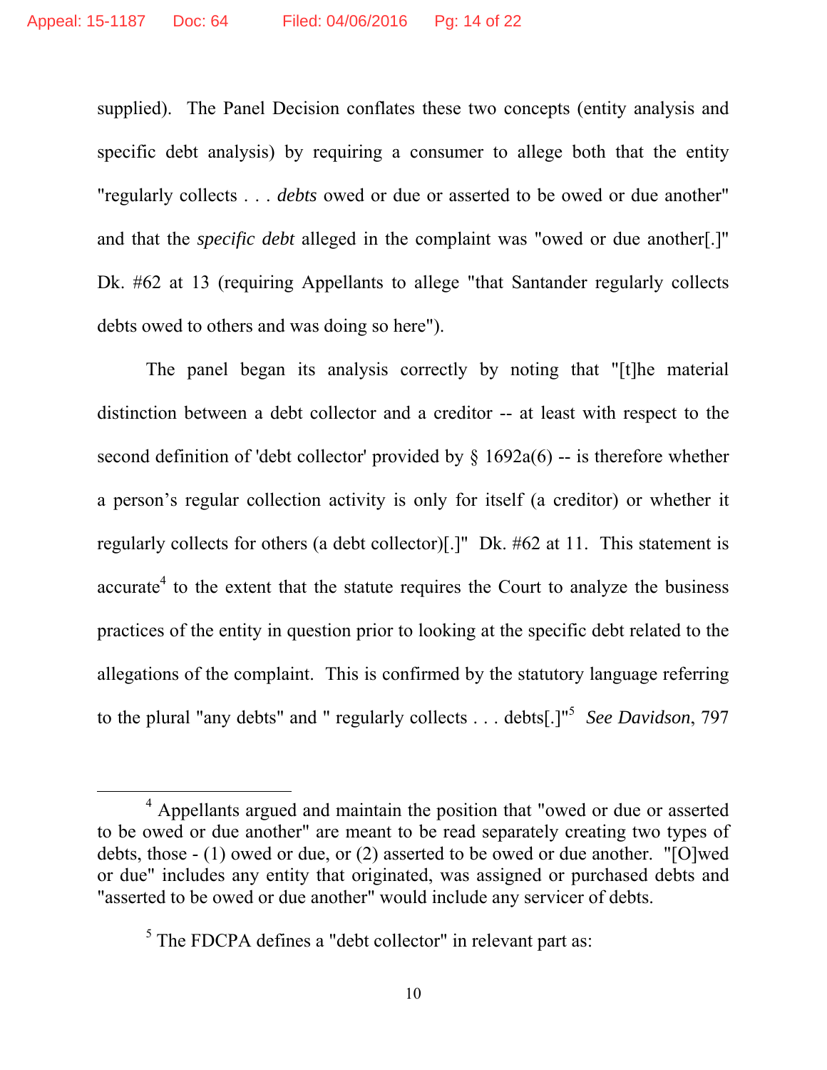supplied). The Panel Decision conflates these two concepts (entity analysis and specific debt analysis) by requiring a consumer to allege both that the entity "regularly collects . . . *debts* owed or due or asserted to be owed or due another" and that the *specific debt* alleged in the complaint was "owed or due another[.]" Dk. #62 at 13 (requiring Appellants to allege "that Santander regularly collects debts owed to others and was doing so here").

The panel began its analysis correctly by noting that "[t]he material distinction between a debt collector and a creditor -- at least with respect to the second definition of 'debt collector' provided by § 1692a(6) -- is therefore whether a person's regular collection activity is only for itself (a creditor) or whether it regularly collects for others (a debt collector)[.]" Dk. #62 at 11. This statement is accurate[4] to the extent that the statute requires the Court to analyze the business practices of the entity in question prior to looking at the specific debt related to the allegations of the complaint. This is confirmed by the statutory language referring to the plural "any debts" and " regularly collects . . . debts[.]"[5] *See Davidson*, 797

---

[4] Appellants argued and maintain the position that "owed or due or asserted to be owed or due another" are meant to be read separately creating two types of debts, those - (1) owed or due, or (2) asserted to be owed or due another. "[O]wed or due" includes any entity that originated, was assigned or purchased debts and "asserted to be owed or due another" would include any servicer of debts.

[5] The FDCPA defines a "debt collector" in relevant part as: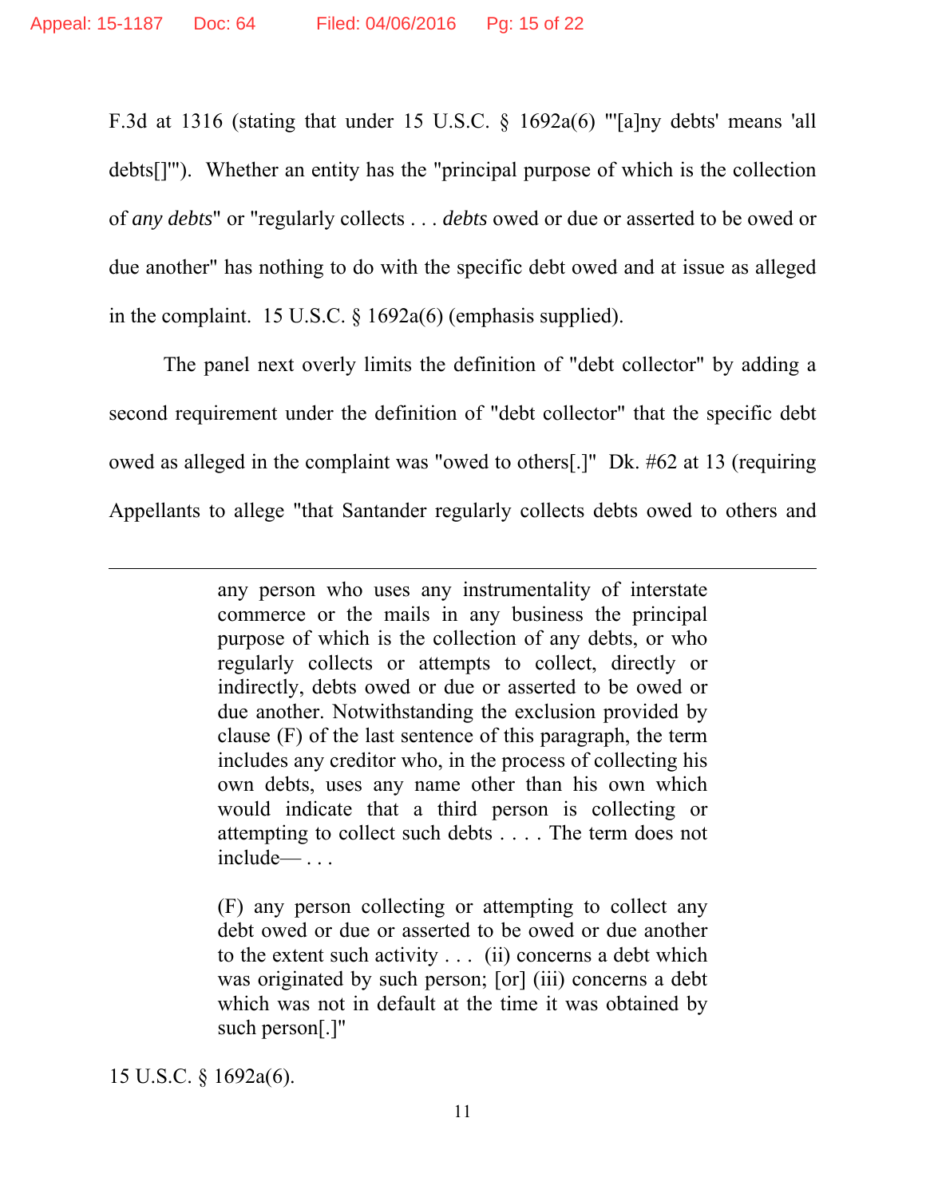F.3d at 1316 (stating that under 15 U.S.C. § 1692a(6) "'[a]ny debts' means 'all debts[]'"). Whether an entity has the "principal purpose of which is the collection of *any debts*" or "regularly collects . . . *debts* owed or due or asserted to be owed or due another" has nothing to do with the specific debt owed and at issue as alleged in the complaint. 15 U.S.C. § 1692a(6) (emphasis supplied).

The panel next overly limits the definition of "debt collector" by adding a second requirement under the definition of "debt collector" that the specific debt owed as alleged in the complaint was "owed to others[.]" Dk. #62 at 13 (requiring Appellants to allege "that Santander regularly collects debts owed to others and

---

> any person who uses any instrumentality of interstate commerce or the mails in any business the principal purpose of which is the collection of any debts, or who regularly collects or attempts to collect, directly or indirectly, debts owed or due or asserted to be owed or due another. Notwithstanding the exclusion provided by clause (F) of the last sentence of this paragraph, the term includes any creditor who, in the process of collecting his own debts, uses any name other than his own which would indicate that a third person is collecting or attempting to collect such debts . . . . The term does not include— . . .
>
> (F) any person collecting or attempting to collect any debt owed or due or asserted to be owed or due another to the extent such activity . . . (ii) concerns a debt which was originated by such person; [or] (iii) concerns a debt which was not in default at the time it was obtained by such person[.]"

15 U.S.C. § 1692a(6).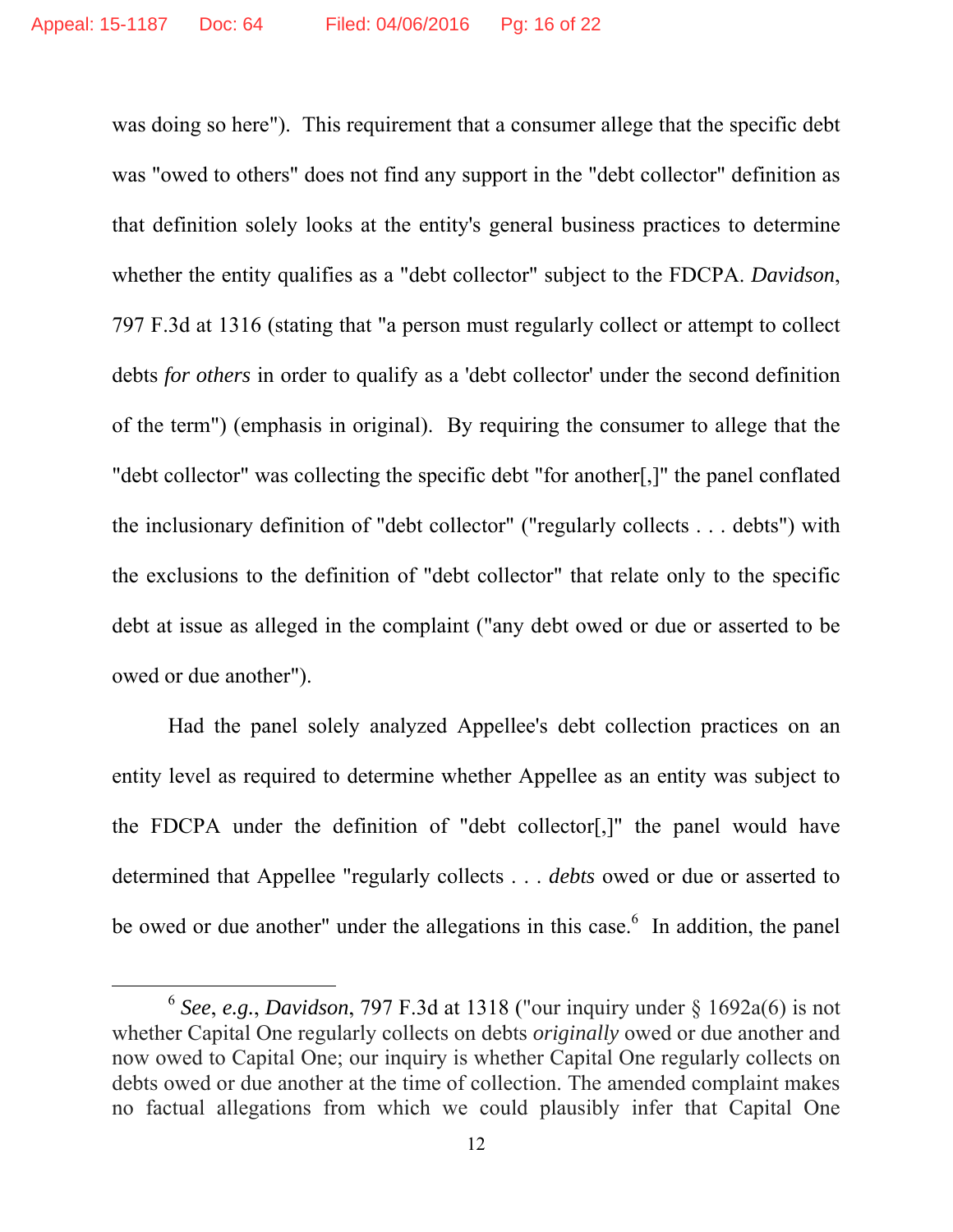was doing so here"). This requirement that a consumer allege that the specific debt was "owed to others" does not find any support in the "debt collector" definition as that definition solely looks at the entity's general business practices to determine whether the entity qualifies as a "debt collector" subject to the FDCPA. *Davidson*, 797 F.3d at 1316 (stating that "a person must regularly collect or attempt to collect debts *for others* in order to qualify as a 'debt collector' under the second definition of the term") (emphasis in original). By requiring the consumer to allege that the "debt collector" was collecting the specific debt "for another[,]" the panel conflated the inclusionary definition of "debt collector" ("regularly collects . . . debts") with the exclusions to the definition of "debt collector" that relate only to the specific debt at issue as alleged in the complaint ("any debt owed or due or asserted to be owed or due another").

Had the panel solely analyzed Appellee's debt collection practices on an entity level as required to determine whether Appellee as an entity was subject to the FDCPA under the definition of "debt collector[,]" the panel would have determined that Appellee "regularly collects . . . *debts* owed or due or asserted to be owed or due another" under the allegations in this case.[6] In addition, the panel

[6] *See*, *e.g.*, *Davidson*, 797 F.3d at 1318 ("our inquiry under § 1692a(6) is not whether Capital One regularly collects on debts *originally* owed or due another and now owed to Capital One; our inquiry is whether Capital One regularly collects on debts owed or due another at the time of collection. The amended complaint makes no factual allegations from which we could plausibly infer that Capital One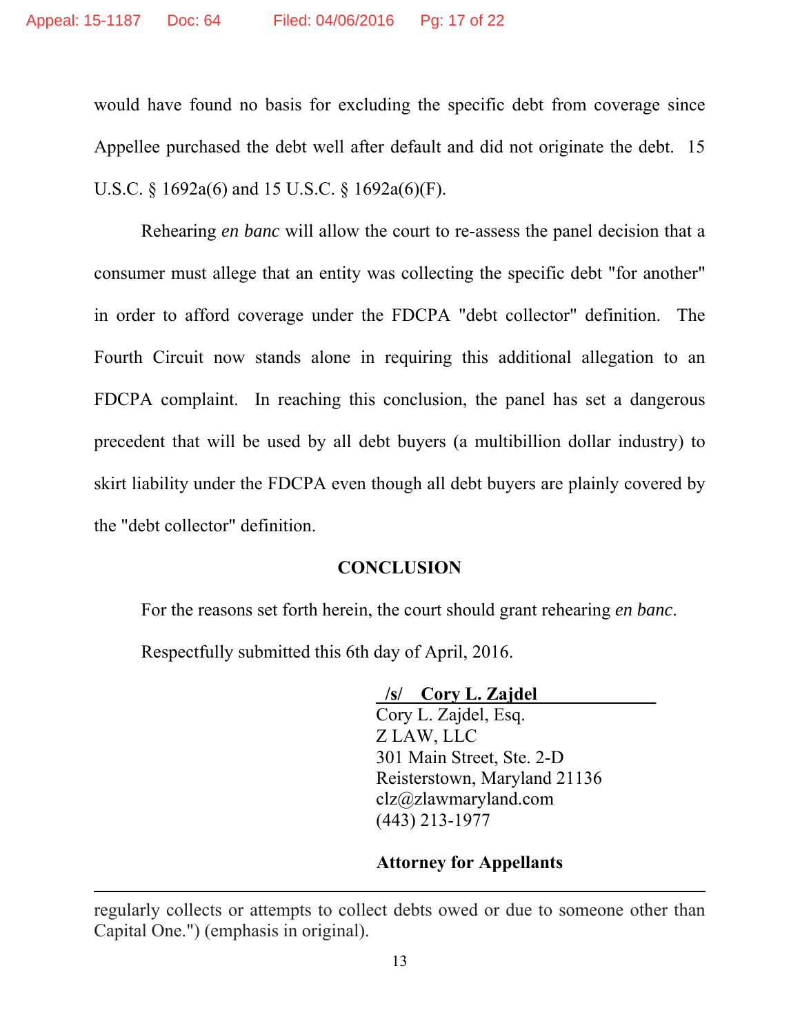would have found no basis for excluding the specific debt from coverage since Appellee purchased the debt well after default and did not originate the debt. 15 U.S.C. § 1692a(6) and 15 U.S.C. § 1692a(6)(F).

Rehearing *en banc* will allow the court to re-assess the panel decision that a consumer must allege that an entity was collecting the specific debt "for another" in order to afford coverage under the FDCPA "debt collector" definition. The Fourth Circuit now stands alone in requiring this additional allegation to an FDCPA complaint. In reaching this conclusion, the panel has set a dangerous precedent that will be used by all debt buyers (a multibillion dollar industry) to skirt liability under the FDCPA even though all debt buyers are plainly covered by the "debt collector" definition.

## CONCLUSION

For the reasons set forth herein, the court should grant rehearing *en banc*.

Respectfully submitted this 6th day of April, 2016.

**/s/ Cory L. Zajdel**
Cory L. Zajdel, Esq.
Z LAW, LLC
301 Main Street, Ste. 2-D
Reisterstown, Maryland 21136
clz@zlawmaryland.com
(443) 213-1977

**Attorney for Appellants**

---

regularly collects or attempts to collect debts owed or due to someone other than Capital One.") (emphasis in original).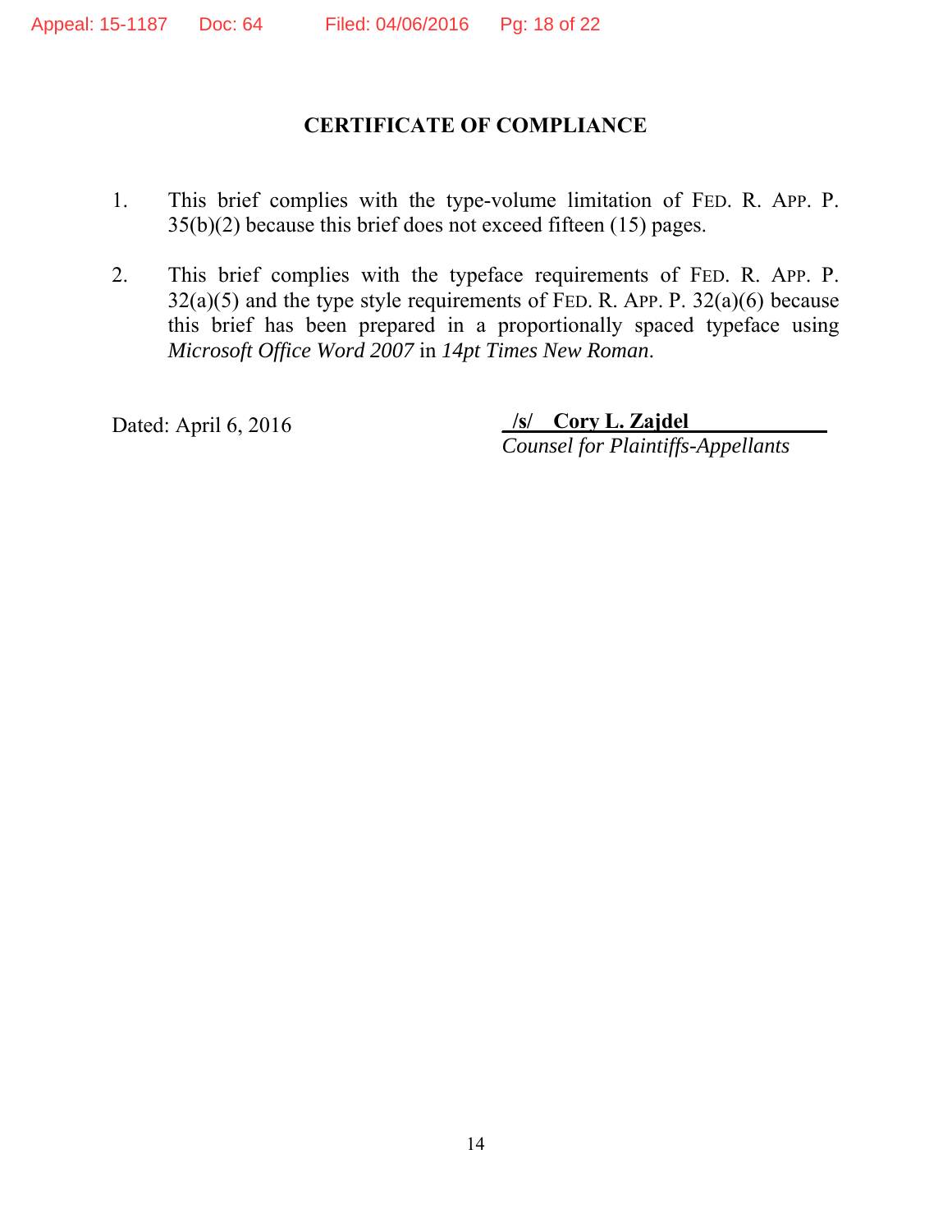# CERTIFICATE OF COMPLIANCE

1. This brief complies with the type-volume limitation of FED. R. APP. P. 35(b)(2) because this brief does not exceed fifteen (15) pages.

2. This brief complies with the typeface requirements of FED. R. APP. P. 32(a)(5) and the type style requirements of FED. R. APP. P. 32(a)(6) because this brief has been prepared in a proportionally spaced typeface using *Microsoft Office Word 2007* in *14pt Times New Roman*.

Dated: April 6, 2016

**/s/ Cory L. Zajdel**
*Counsel for Plaintiffs-Appellants*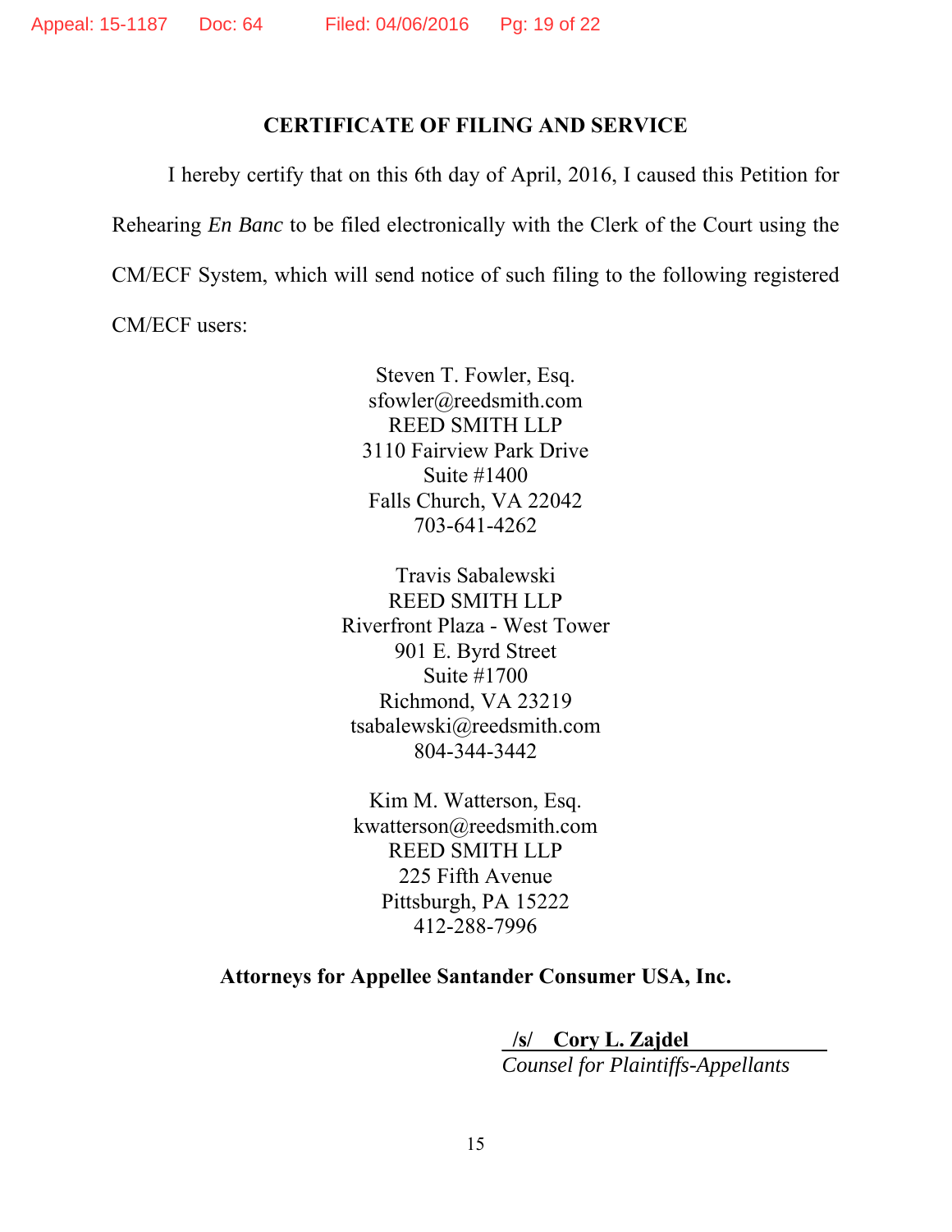## CERTIFICATE OF FILING AND SERVICE

I hereby certify that on this 6th day of April, 2016, I caused this Petition for Rehearing *En Banc* to be filed electronically with the Clerk of the Court using the CM/ECF System, which will send notice of such filing to the following registered CM/ECF users:

Steven T. Fowler, Esq.
sfowler@reedsmith.com
REED SMITH LLP
3110 Fairview Park Drive
Suite #1400
Falls Church, VA 22042
703-641-4262

Travis Sabalewski
REED SMITH LLP
Riverfront Plaza - West Tower
901 E. Byrd Street
Suite #1700
Richmond, VA 23219
tsabalewski@reedsmith.com
804-344-3442

Kim M. Watterson, Esq.
kwatterson@reedsmith.com
REED SMITH LLP
225 Fifth Avenue
Pittsburgh, PA 15222
412-288-7996

**Attorneys for Appellee Santander Consumer USA, Inc.**

**/s/ Cory L. Zajdel**
*Counsel for Plaintiffs-Appellants*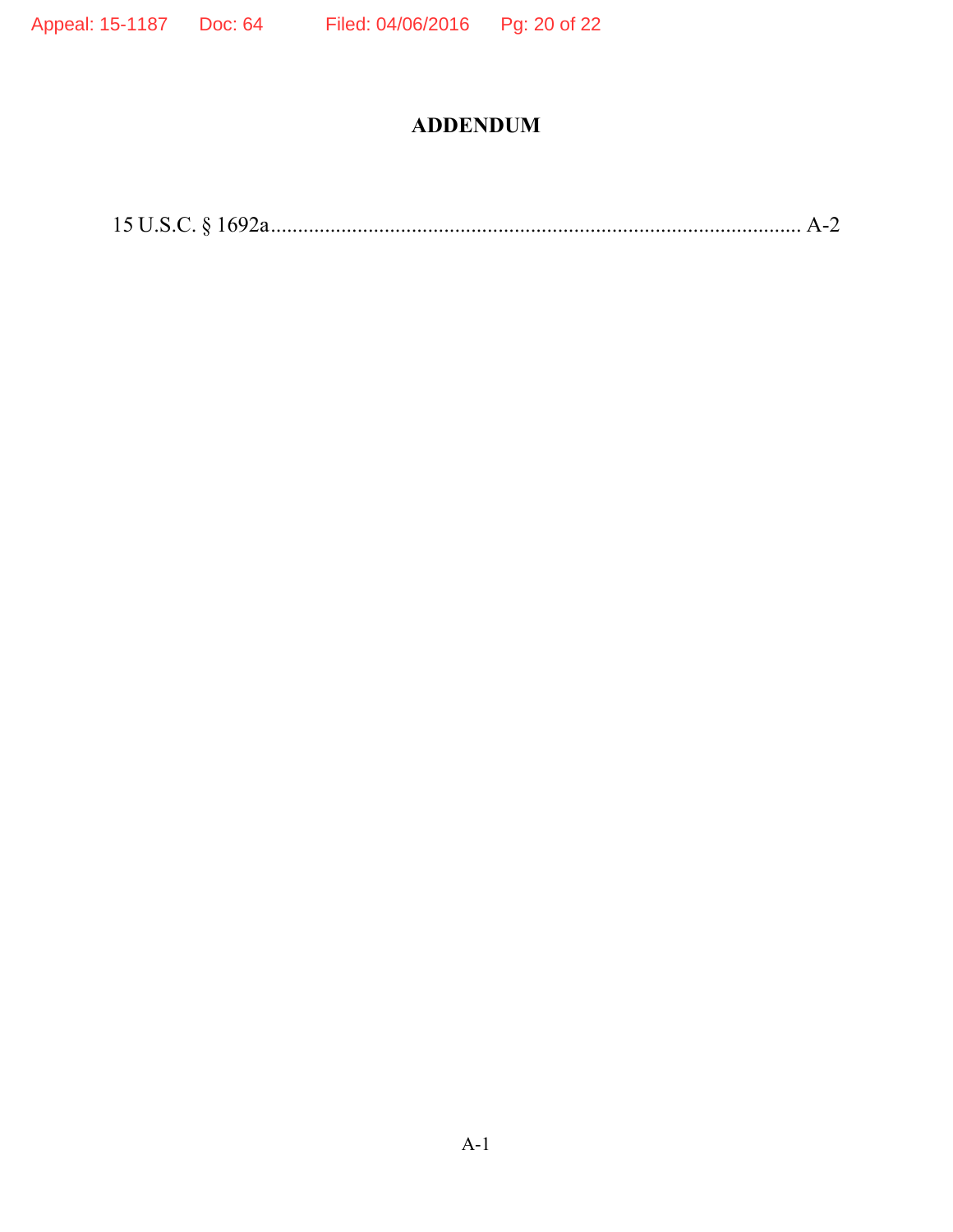# ADDENDUM

15 U.S.C. § 1692a........................................................................................................ A-2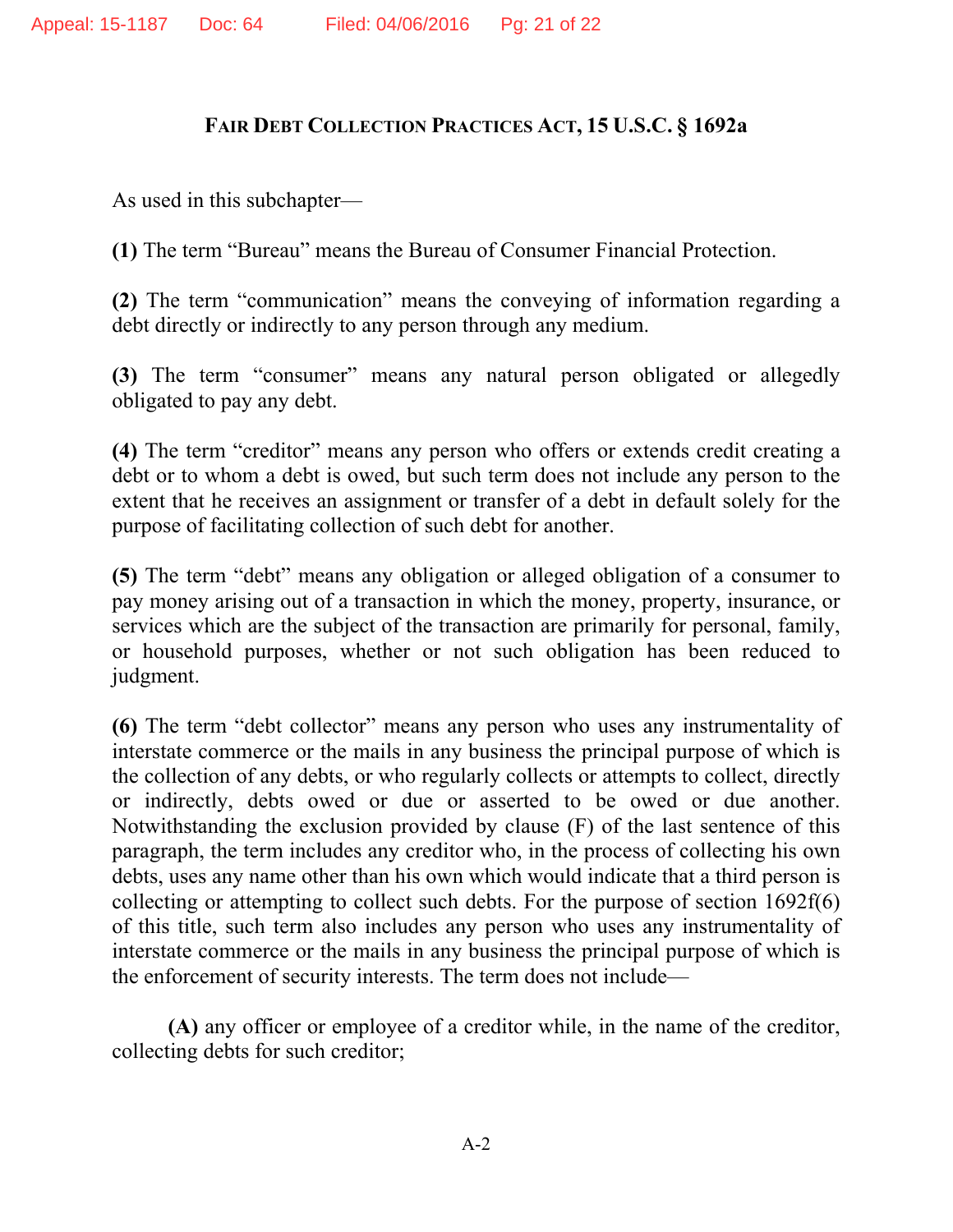## Fair Debt Collection Practices Act, 15 U.S.C. § 1692a

As used in this subchapter—

**(1)** The term "Bureau" means the Bureau of Consumer Financial Protection.

**(2)** The term "communication" means the conveying of information regarding a debt directly or indirectly to any person through any medium.

**(3)** The term "consumer" means any natural person obligated or allegedly obligated to pay any debt.

**(4)** The term "creditor" means any person who offers or extends credit creating a debt or to whom a debt is owed, but such term does not include any person to the extent that he receives an assignment or transfer of a debt in default solely for the purpose of facilitating collection of such debt for another.

**(5)** The term "debt" means any obligation or alleged obligation of a consumer to pay money arising out of a transaction in which the money, property, insurance, or services which are the subject of the transaction are primarily for personal, family, or household purposes, whether or not such obligation has been reduced to judgment.

**(6)** The term "debt collector" means any person who uses any instrumentality of interstate commerce or the mails in any business the principal purpose of which is the collection of any debts, or who regularly collects or attempts to collect, directly or indirectly, debts owed or due or asserted to be owed or due another. Notwithstanding the exclusion provided by clause (F) of the last sentence of this paragraph, the term includes any creditor who, in the process of collecting his own debts, uses any name other than his own which would indicate that a third person is collecting or attempting to collect such debts. For the purpose of section 1692f(6) of this title, such term also includes any person who uses any instrumentality of interstate commerce or the mails in any business the principal purpose of which is the enforcement of security interests. The term does not include—

**(A)** any officer or employee of a creditor while, in the name of the creditor, collecting debts for such creditor;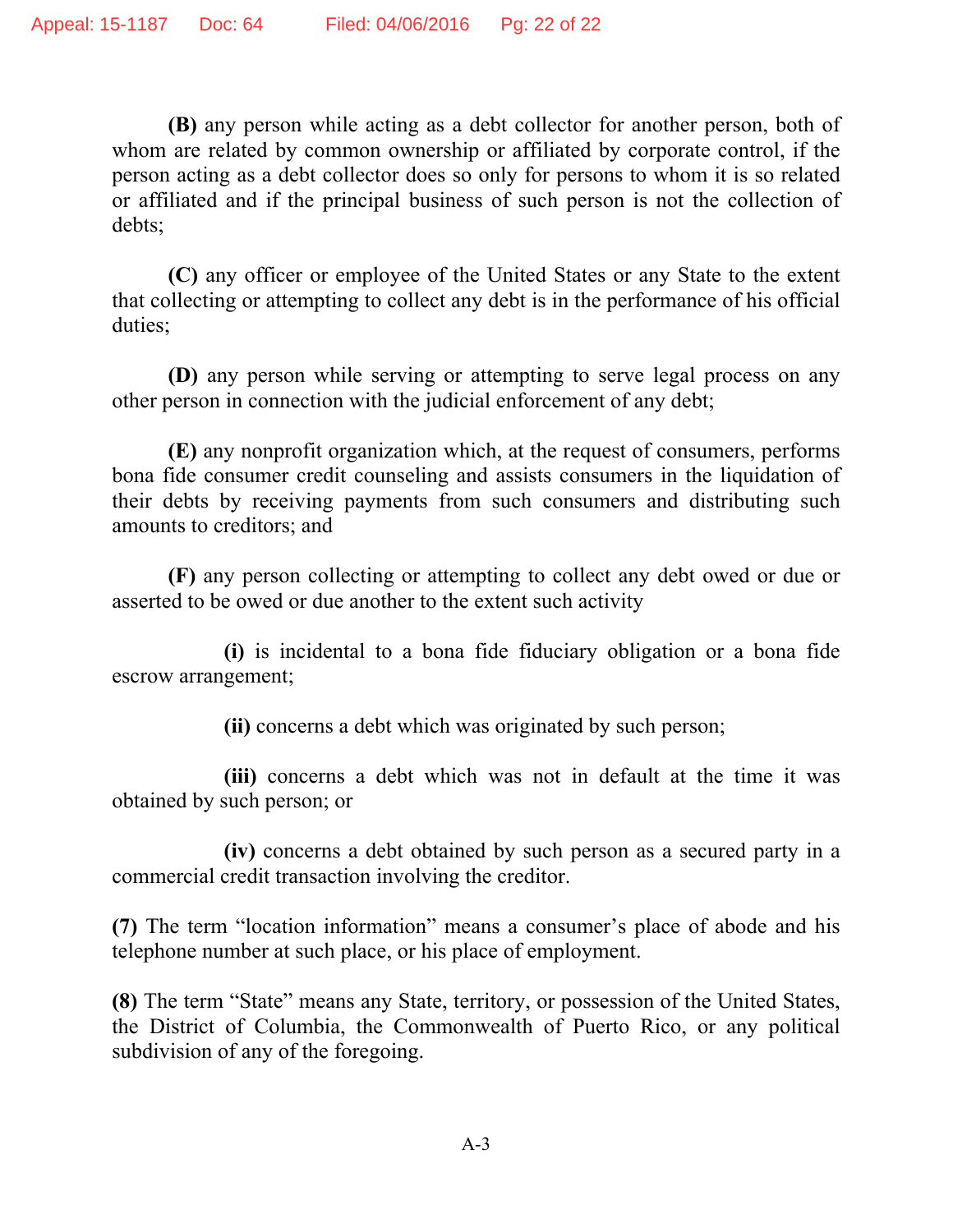**(B)** any person while acting as a debt collector for another person, both of whom are related by common ownership or affiliated by corporate control, if the person acting as a debt collector does so only for persons to whom it is so related or affiliated and if the principal business of such person is not the collection of debts;

**(C)** any officer or employee of the United States or any State to the extent that collecting or attempting to collect any debt is in the performance of his official duties;

**(D)** any person while serving or attempting to serve legal process on any other person in connection with the judicial enforcement of any debt;

**(E)** any nonprofit organization which, at the request of consumers, performs bona fide consumer credit counseling and assists consumers in the liquidation of their debts by receiving payments from such consumers and distributing such amounts to creditors; and

**(F)** any person collecting or attempting to collect any debt owed or due or asserted to be owed or due another to the extent such activity

**(i)** is incidental to a bona fide fiduciary obligation or a bona fide escrow arrangement;

**(ii)** concerns a debt which was originated by such person;

**(iii)** concerns a debt which was not in default at the time it was obtained by such person; or

**(iv)** concerns a debt obtained by such person as a secured party in a commercial credit transaction involving the creditor.

**(7)** The term "location information" means a consumer's place of abode and his telephone number at such place, or his place of employment.

**(8)** The term "State" means any State, territory, or possession of the United States, the District of Columbia, the Commonwealth of Puerto Rico, or any political subdivision of any of the foregoing.

A-3